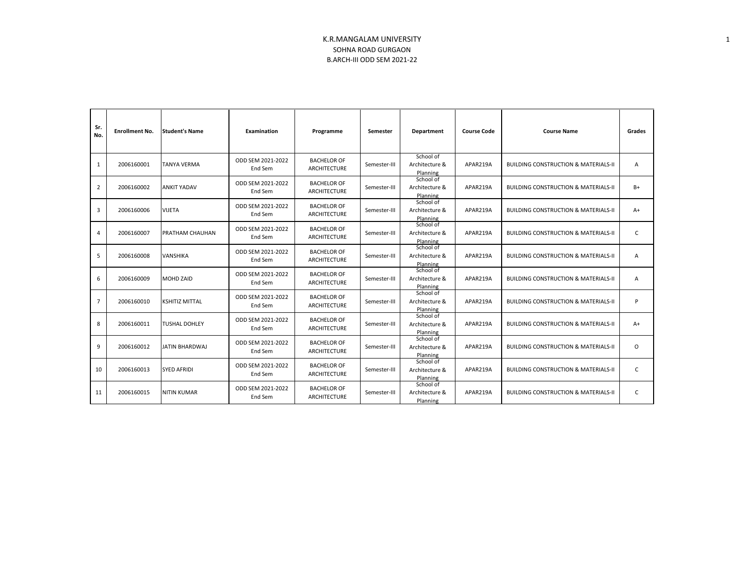# K.R.MANGALAM UNIVERSITY

## SOHNA ROAD GURGAON

## B.ARCH-III ODD SEM 2021-22

| Sr. No. | Enrollment No. | Student's Name | Examination | Programme | Semester | Department | Course Code | Course Name | Grades |
|---|---|---|---|---|---|---|---|---|---|
| 1 | 2006160001 | TANYA VERMA | ODD SEM 2021-2022 End Sem | BACHELOR OF ARCHITECTURE | Semester-III | School of Architecture & Planning | APAR219A | BUILDING CONSTRUCTION & MATERIALS-II | A |
| 2 | 2006160002 | ANKIT YADAV | ODD SEM 2021-2022 End Sem | BACHELOR OF ARCHITECTURE | Semester-III | School of Architecture & Planning | APAR219A | BUILDING CONSTRUCTION & MATERIALS-II | B+ |
| 3 | 2006160006 | VIJETA | ODD SEM 2021-2022 End Sem | BACHELOR OF ARCHITECTURE | Semester-III | School of Architecture & Planning | APAR219A | BUILDING CONSTRUCTION & MATERIALS-II | A+ |
| 4 | 2006160007 | PRATHAM CHAUHAN | ODD SEM 2021-2022 End Sem | BACHELOR OF ARCHITECTURE | Semester-III | School of Architecture & Planning | APAR219A | BUILDING CONSTRUCTION & MATERIALS-II | C |
| 5 | 2006160008 | VANSHIKA | ODD SEM 2021-2022 End Sem | BACHELOR OF ARCHITECTURE | Semester-III | School of Architecture & Planning | APAR219A | BUILDING CONSTRUCTION & MATERIALS-II | A |
| 6 | 2006160009 | MOHD ZAID | ODD SEM 2021-2022 End Sem | BACHELOR OF ARCHITECTURE | Semester-III | School of Architecture & Planning | APAR219A | BUILDING CONSTRUCTION & MATERIALS-II | A |
| 7 | 2006160010 | KSHITIZ MITTAL | ODD SEM 2021-2022 End Sem | BACHELOR OF ARCHITECTURE | Semester-III | School of Architecture & Planning | APAR219A | BUILDING CONSTRUCTION & MATERIALS-II | P |
| 8 | 2006160011 | TUSHAL DOHLEY | ODD SEM 2021-2022 End Sem | BACHELOR OF ARCHITECTURE | Semester-III | School of Architecture & Planning | APAR219A | BUILDING CONSTRUCTION & MATERIALS-II | A+ |
| 9 | 2006160012 | JATIN BHARDWAJ | ODD SEM 2021-2022 End Sem | BACHELOR OF ARCHITECTURE | Semester-III | School of Architecture & Planning | APAR219A | BUILDING CONSTRUCTION & MATERIALS-II | O |
| 10 | 2006160013 | SYED AFRIDI | ODD SEM 2021-2022 End Sem | BACHELOR OF ARCHITECTURE | Semester-III | School of Architecture & Planning | APAR219A | BUILDING CONSTRUCTION & MATERIALS-II | C |
| 11 | 2006160015 | NITIN KUMAR | ODD SEM 2021-2022 End Sem | BACHELOR OF ARCHITECTURE | Semester-III | School of Architecture & Planning | APAR219A | BUILDING CONSTRUCTION & MATERIALS-II | C |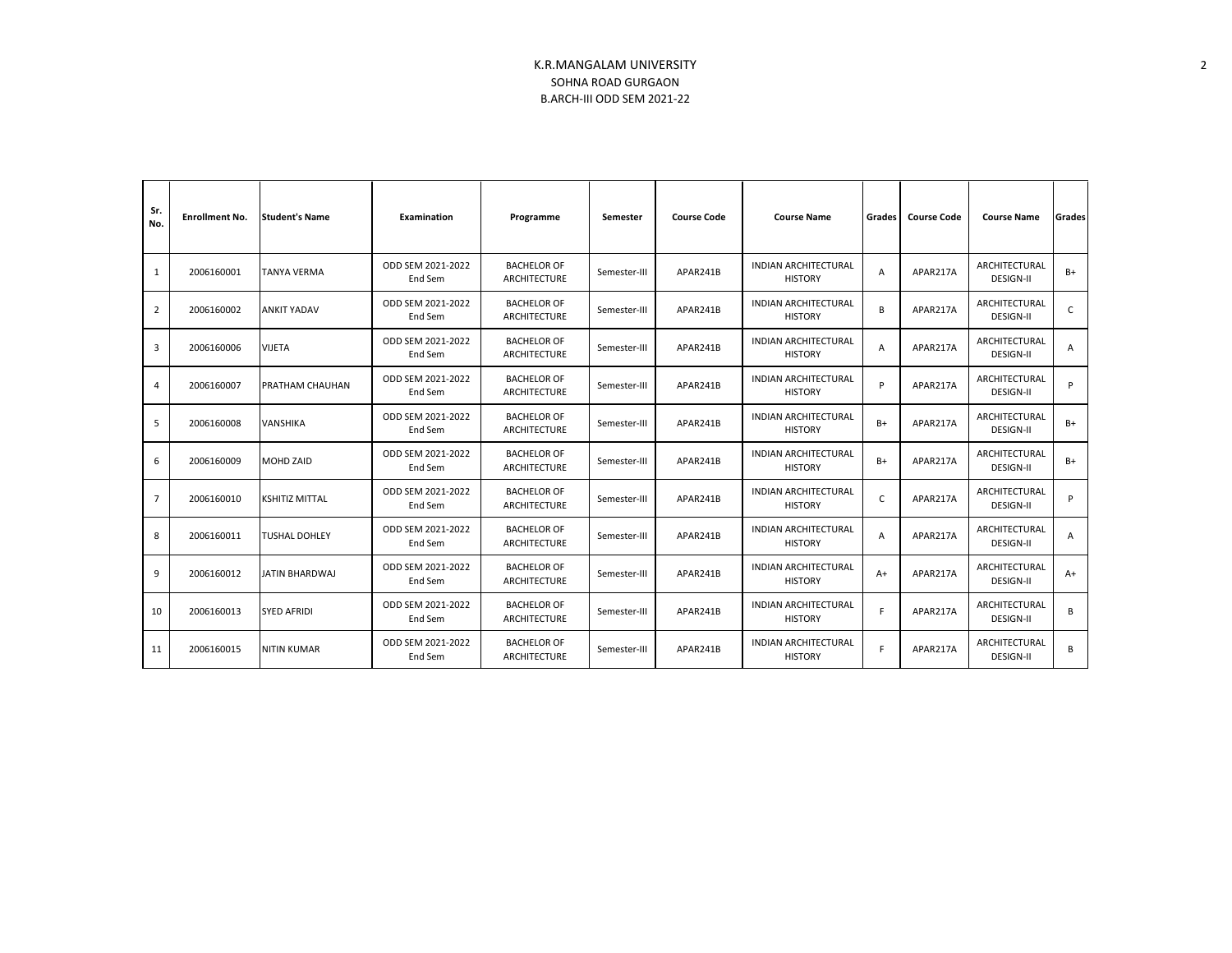# K.R.MANGALAM UNIVERSITY

SOHNA ROAD GURGAON

B.ARCH-III ODD SEM 2021-22

| Sr. No. | Enrollment No. | Student's Name | Examination | Programme | Semester | Course Code | Course Name | Grades | Course Code | Course Name | Grades |
|---|---|---|---|---|---|---|---|---|---|---|---|
| 1 | 2006160001 | TANYA VERMA | ODD SEM 2021-2022 End Sem | BACHELOR OF ARCHITECTURE | Semester-III | APAR241B | INDIAN ARCHITECTURAL HISTORY | A | APAR217A | ARCHITECTURAL DESIGN-II | B+ |
| 2 | 2006160002 | ANKIT YADAV | ODD SEM 2021-2022 End Sem | BACHELOR OF ARCHITECTURE | Semester-III | APAR241B | INDIAN ARCHITECTURAL HISTORY | B | APAR217A | ARCHITECTURAL DESIGN-II | C |
| 3 | 2006160006 | VIJETA | ODD SEM 2021-2022 End Sem | BACHELOR OF ARCHITECTURE | Semester-III | APAR241B | INDIAN ARCHITECTURAL HISTORY | A | APAR217A | ARCHITECTURAL DESIGN-II | A |
| 4 | 2006160007 | PRATHAM CHAUHAN | ODD SEM 2021-2022 End Sem | BACHELOR OF ARCHITECTURE | Semester-III | APAR241B | INDIAN ARCHITECTURAL HISTORY | P | APAR217A | ARCHITECTURAL DESIGN-II | P |
| 5 | 2006160008 | VANSHIKA | ODD SEM 2021-2022 End Sem | BACHELOR OF ARCHITECTURE | Semester-III | APAR241B | INDIAN ARCHITECTURAL HISTORY | B+ | APAR217A | ARCHITECTURAL DESIGN-II | B+ |
| 6 | 2006160009 | MOHD ZAID | ODD SEM 2021-2022 End Sem | BACHELOR OF ARCHITECTURE | Semester-III | APAR241B | INDIAN ARCHITECTURAL HISTORY | B+ | APAR217A | ARCHITECTURAL DESIGN-II | B+ |
| 7 | 2006160010 | KSHITIZ MITTAL | ODD SEM 2021-2022 End Sem | BACHELOR OF ARCHITECTURE | Semester-III | APAR241B | INDIAN ARCHITECTURAL HISTORY | C | APAR217A | ARCHITECTURAL DESIGN-II | P |
| 8 | 2006160011 | TUSHAL DOHLEY | ODD SEM 2021-2022 End Sem | BACHELOR OF ARCHITECTURE | Semester-III | APAR241B | INDIAN ARCHITECTURAL HISTORY | A | APAR217A | ARCHITECTURAL DESIGN-II | A |
| 9 | 2006160012 | JATIN BHARDWAJ | ODD SEM 2021-2022 End Sem | BACHELOR OF ARCHITECTURE | Semester-III | APAR241B | INDIAN ARCHITECTURAL HISTORY | A+ | APAR217A | ARCHITECTURAL DESIGN-II | A+ |
| 10 | 2006160013 | SYED AFRIDI | ODD SEM 2021-2022 End Sem | BACHELOR OF ARCHITECTURE | Semester-III | APAR241B | INDIAN ARCHITECTURAL HISTORY | F | APAR217A | ARCHITECTURAL DESIGN-II | B |
| 11 | 2006160015 | NITIN KUMAR | ODD SEM 2021-2022 End Sem | BACHELOR OF ARCHITECTURE | Semester-III | APAR241B | INDIAN ARCHITECTURAL HISTORY | F | APAR217A | ARCHITECTURAL DESIGN-II | B |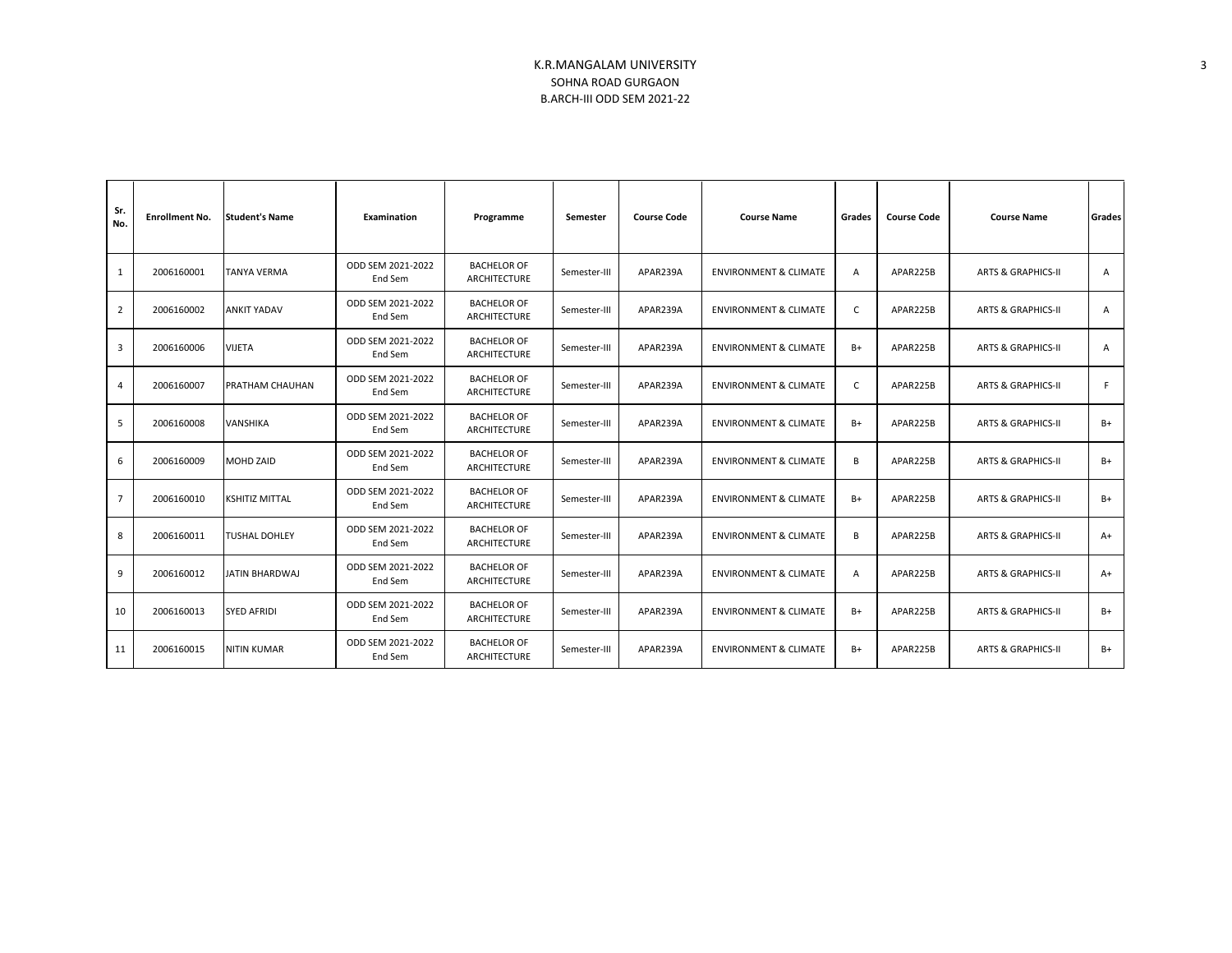K.R.MANGALAM UNIVERSITY
SOHNA ROAD GURGAON
B.ARCH-III ODD SEM 2021-22

| Sr. No. | Enrollment No. | Student's Name | Examination | Programme | Semester | Course Code | Course Name | Grades | Course Code | Course Name | Grades |
|---|---|---|---|---|---|---|---|---|---|---|---|
| 1 | 2006160001 | TANYA VERMA | ODD SEM 2021-2022 End Sem | BACHELOR OF ARCHITECTURE | Semester-III | APAR239A | ENVIRONMENT & CLIMATE | A | APAR225B | ARTS & GRAPHICS-II | A |
| 2 | 2006160002 | ANKIT YADAV | ODD SEM 2021-2022 End Sem | BACHELOR OF ARCHITECTURE | Semester-III | APAR239A | ENVIRONMENT & CLIMATE | C | APAR225B | ARTS & GRAPHICS-II | A |
| 3 | 2006160006 | VIJETA | ODD SEM 2021-2022 End Sem | BACHELOR OF ARCHITECTURE | Semester-III | APAR239A | ENVIRONMENT & CLIMATE | B+ | APAR225B | ARTS & GRAPHICS-II | A |
| 4 | 2006160007 | PRATHAM CHAUHAN | ODD SEM 2021-2022 End Sem | BACHELOR OF ARCHITECTURE | Semester-III | APAR239A | ENVIRONMENT & CLIMATE | C | APAR225B | ARTS & GRAPHICS-II | F |
| 5 | 2006160008 | VANSHIKA | ODD SEM 2021-2022 End Sem | BACHELOR OF ARCHITECTURE | Semester-III | APAR239A | ENVIRONMENT & CLIMATE | B+ | APAR225B | ARTS & GRAPHICS-II | B+ |
| 6 | 2006160009 | MOHD ZAID | ODD SEM 2021-2022 End Sem | BACHELOR OF ARCHITECTURE | Semester-III | APAR239A | ENVIRONMENT & CLIMATE | B | APAR225B | ARTS & GRAPHICS-II | B+ |
| 7 | 2006160010 | KSHITIZ MITTAL | ODD SEM 2021-2022 End Sem | BACHELOR OF ARCHITECTURE | Semester-III | APAR239A | ENVIRONMENT & CLIMATE | B+ | APAR225B | ARTS & GRAPHICS-II | B+ |
| 8 | 2006160011 | TUSHAL DOHLEY | ODD SEM 2021-2022 End Sem | BACHELOR OF ARCHITECTURE | Semester-III | APAR239A | ENVIRONMENT & CLIMATE | B | APAR225B | ARTS & GRAPHICS-II | A+ |
| 9 | 2006160012 | JATIN BHARDWAJ | ODD SEM 2021-2022 End Sem | BACHELOR OF ARCHITECTURE | Semester-III | APAR239A | ENVIRONMENT & CLIMATE | A | APAR225B | ARTS & GRAPHICS-II | A+ |
| 10 | 2006160013 | SYED AFRIDI | ODD SEM 2021-2022 End Sem | BACHELOR OF ARCHITECTURE | Semester-III | APAR239A | ENVIRONMENT & CLIMATE | B+ | APAR225B | ARTS & GRAPHICS-II | B+ |
| 11 | 2006160015 | NITIN KUMAR | ODD SEM 2021-2022 End Sem | BACHELOR OF ARCHITECTURE | Semester-III | APAR239A | ENVIRONMENT & CLIMATE | B+ | APAR225B | ARTS & GRAPHICS-II | B+ |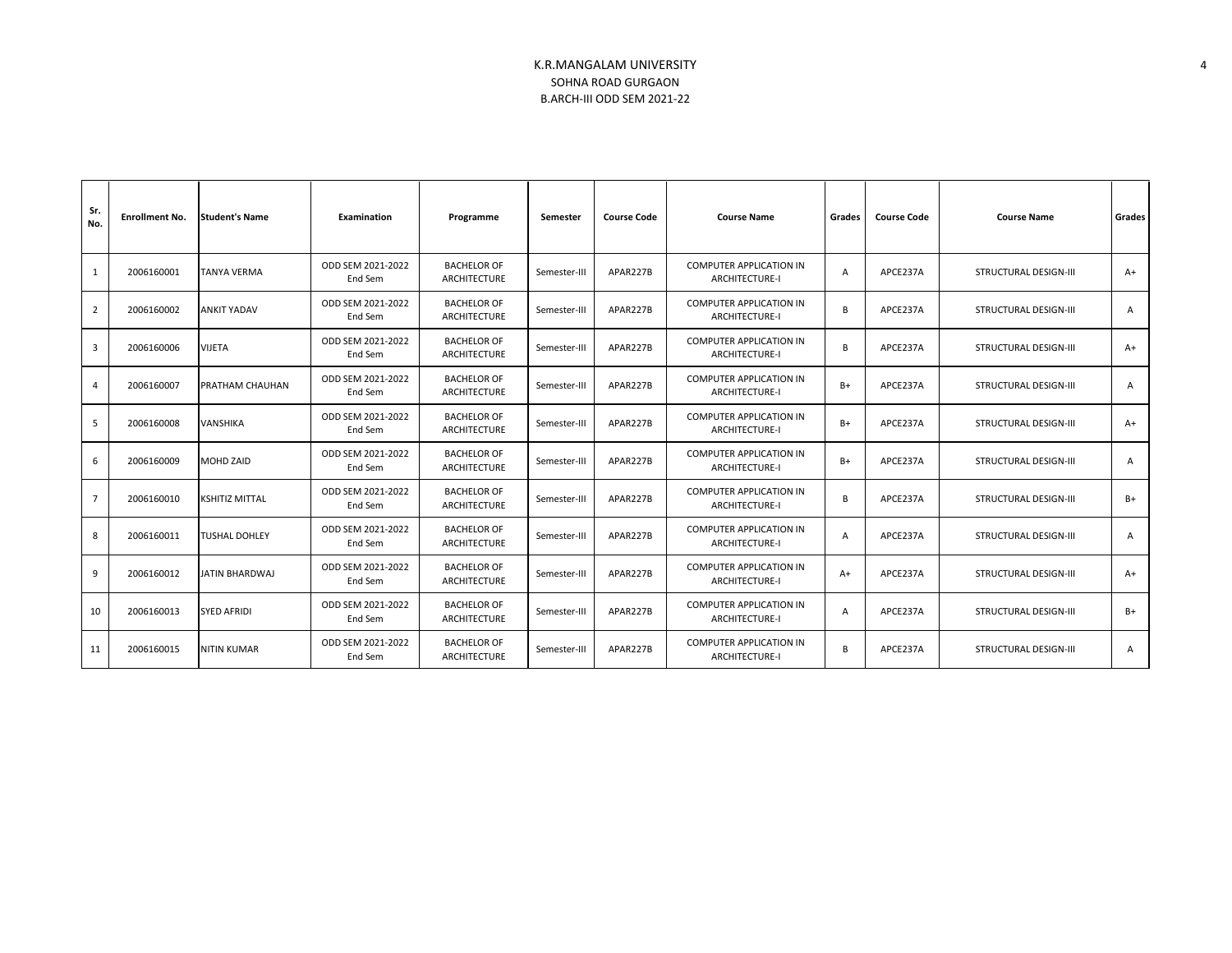K.R.MANGALAM UNIVERSITY
SOHNA ROAD GURGAON
B.ARCH-III ODD SEM 2021-22

| Sr. No. | Enrollment No. | Student's Name | Examination | Programme | Semester | Course Code | Course Name | Grades | Course Code | Course Name | Grades |
|---|---|---|---|---|---|---|---|---|---|---|---|
| 1 | 2006160001 | TANYA VERMA | ODD SEM 2021-2022 End Sem | BACHELOR OF ARCHITECTURE | Semester-III | APAR227B | COMPUTER APPLICATION IN ARCHITECTURE-I | A | APCE237A | STRUCTURAL DESIGN-III | A+ |
| 2 | 2006160002 | ANKIT YADAV | ODD SEM 2021-2022 End Sem | BACHELOR OF ARCHITECTURE | Semester-III | APAR227B | COMPUTER APPLICATION IN ARCHITECTURE-I | B | APCE237A | STRUCTURAL DESIGN-III | A |
| 3 | 2006160006 | VIJETA | ODD SEM 2021-2022 End Sem | BACHELOR OF ARCHITECTURE | Semester-III | APAR227B | COMPUTER APPLICATION IN ARCHITECTURE-I | B | APCE237A | STRUCTURAL DESIGN-III | A+ |
| 4 | 2006160007 | PRATHAM CHAUHAN | ODD SEM 2021-2022 End Sem | BACHELOR OF ARCHITECTURE | Semester-III | APAR227B | COMPUTER APPLICATION IN ARCHITECTURE-I | B+ | APCE237A | STRUCTURAL DESIGN-III | A |
| 5 | 2006160008 | VANSHIKA | ODD SEM 2021-2022 End Sem | BACHELOR OF ARCHITECTURE | Semester-III | APAR227B | COMPUTER APPLICATION IN ARCHITECTURE-I | B+ | APCE237A | STRUCTURAL DESIGN-III | A+ |
| 6 | 2006160009 | MOHD ZAID | ODD SEM 2021-2022 End Sem | BACHELOR OF ARCHITECTURE | Semester-III | APAR227B | COMPUTER APPLICATION IN ARCHITECTURE-I | B+ | APCE237A | STRUCTURAL DESIGN-III | A |
| 7 | 2006160010 | KSHITIZ MITTAL | ODD SEM 2021-2022 End Sem | BACHELOR OF ARCHITECTURE | Semester-III | APAR227B | COMPUTER APPLICATION IN ARCHITECTURE-I | B | APCE237A | STRUCTURAL DESIGN-III | B+ |
| 8 | 2006160011 | TUSHAL DOHLEY | ODD SEM 2021-2022 End Sem | BACHELOR OF ARCHITECTURE | Semester-III | APAR227B | COMPUTER APPLICATION IN ARCHITECTURE-I | A | APCE237A | STRUCTURAL DESIGN-III | A |
| 9 | 2006160012 | JATIN BHARDWAJ | ODD SEM 2021-2022 End Sem | BACHELOR OF ARCHITECTURE | Semester-III | APAR227B | COMPUTER APPLICATION IN ARCHITECTURE-I | A+ | APCE237A | STRUCTURAL DESIGN-III | A+ |
| 10 | 2006160013 | SYED AFRIDI | ODD SEM 2021-2022 End Sem | BACHELOR OF ARCHITECTURE | Semester-III | APAR227B | COMPUTER APPLICATION IN ARCHITECTURE-I | A | APCE237A | STRUCTURAL DESIGN-III | B+ |
| 11 | 2006160015 | NITIN KUMAR | ODD SEM 2021-2022 End Sem | BACHELOR OF ARCHITECTURE | Semester-III | APAR227B | COMPUTER APPLICATION IN ARCHITECTURE-I | B | APCE237A | STRUCTURAL DESIGN-III | A |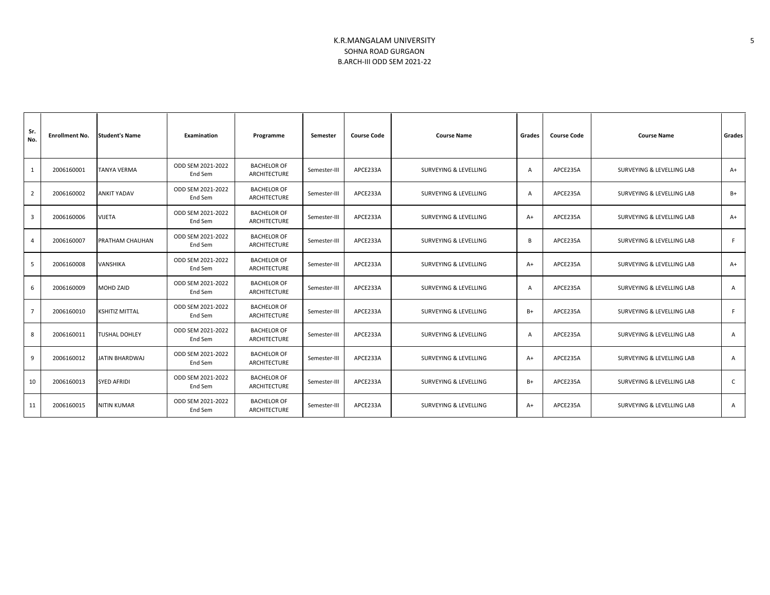K.R.MANGALAM UNIVERSITY

SOHNA ROAD GURGAON

B.ARCH-III ODD SEM 2021-22

| Sr. No. | Enrollment No. | Student's Name | Examination | Programme | Semester | Course Code | Course Name | Grades | Course Code | Course Name | Grades |
|---|---|---|---|---|---|---|---|---|---|---|---|
| 1 | 2006160001 | TANYA VERMA | ODD SEM 2021-2022 End Sem | BACHELOR OF ARCHITECTURE | Semester-III | APCE233A | SURVEYING & LEVELLING | A | APCE235A | SURVEYING & LEVELLING LAB | A+ |
| 2 | 2006160002 | ANKIT YADAV | ODD SEM 2021-2022 End Sem | BACHELOR OF ARCHITECTURE | Semester-III | APCE233A | SURVEYING & LEVELLING | A | APCE235A | SURVEYING & LEVELLING LAB | B+ |
| 3 | 2006160006 | VIJETA | ODD SEM 2021-2022 End Sem | BACHELOR OF ARCHITECTURE | Semester-III | APCE233A | SURVEYING & LEVELLING | A+ | APCE235A | SURVEYING & LEVELLING LAB | A+ |
| 4 | 2006160007 | PRATHAM CHAUHAN | ODD SEM 2021-2022 End Sem | BACHELOR OF ARCHITECTURE | Semester-III | APCE233A | SURVEYING & LEVELLING | B | APCE235A | SURVEYING & LEVELLING LAB | F |
| 5 | 2006160008 | VANSHIKA | ODD SEM 2021-2022 End Sem | BACHELOR OF ARCHITECTURE | Semester-III | APCE233A | SURVEYING & LEVELLING | A+ | APCE235A | SURVEYING & LEVELLING LAB | A+ |
| 6 | 2006160009 | MOHD ZAID | ODD SEM 2021-2022 End Sem | BACHELOR OF ARCHITECTURE | Semester-III | APCE233A | SURVEYING & LEVELLING | A | APCE235A | SURVEYING & LEVELLING LAB | A |
| 7 | 2006160010 | KSHITIZ MITTAL | ODD SEM 2021-2022 End Sem | BACHELOR OF ARCHITECTURE | Semester-III | APCE233A | SURVEYING & LEVELLING | B+ | APCE235A | SURVEYING & LEVELLING LAB | F |
| 8 | 2006160011 | TUSHAL DOHLEY | ODD SEM 2021-2022 End Sem | BACHELOR OF ARCHITECTURE | Semester-III | APCE233A | SURVEYING & LEVELLING | A | APCE235A | SURVEYING & LEVELLING LAB | A |
| 9 | 2006160012 | JATIN BHARDWAJ | ODD SEM 2021-2022 End Sem | BACHELOR OF ARCHITECTURE | Semester-III | APCE233A | SURVEYING & LEVELLING | A+ | APCE235A | SURVEYING & LEVELLING LAB | A |
| 10 | 2006160013 | SYED AFRIDI | ODD SEM 2021-2022 End Sem | BACHELOR OF ARCHITECTURE | Semester-III | APCE233A | SURVEYING & LEVELLING | B+ | APCE235A | SURVEYING & LEVELLING LAB | C |
| 11 | 2006160015 | NITIN KUMAR | ODD SEM 2021-2022 End Sem | BACHELOR OF ARCHITECTURE | Semester-III | APCE233A | SURVEYING & LEVELLING | A+ | APCE235A | SURVEYING & LEVELLING LAB | A |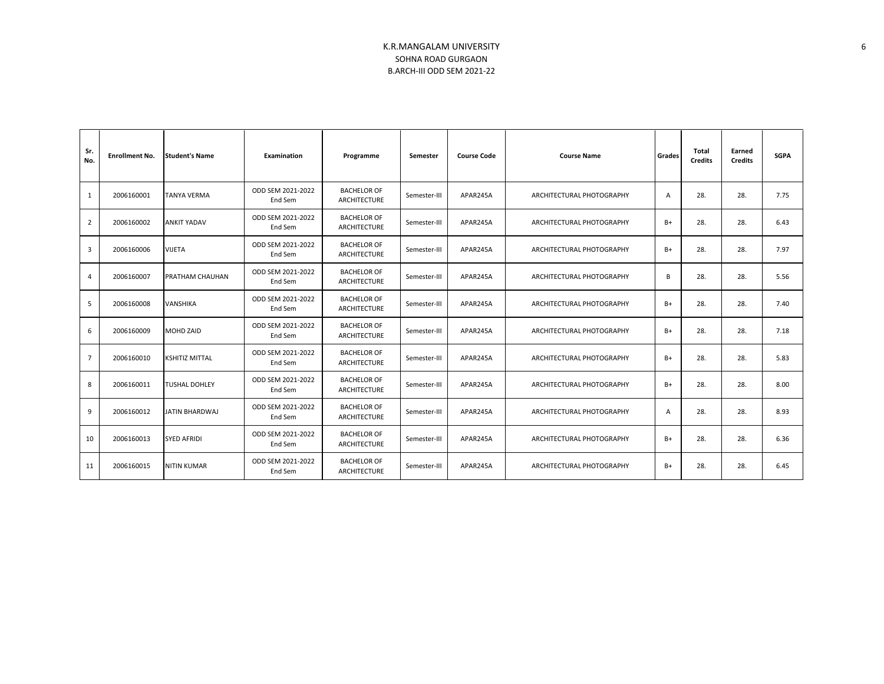K.R.MANGALAM UNIVERSITY
SOHNA ROAD GURGAON
B.ARCH-III ODD SEM 2021-22

| Sr. No. | Enrollment No. | Student's Name | Examination | Programme | Semester | Course Code | Course Name | Grades | Total Credits | Earned Credits | SGPA |
|---|---|---|---|---|---|---|---|---|---|---|---|
| 1 | 2006160001 | TANYA VERMA | ODD SEM 2021-2022 End Sem | BACHELOR OF ARCHITECTURE | Semester-III | APAR245A | ARCHITECTURAL PHOTOGRAPHY | A | 28. | 28. | 7.75 |
| 2 | 2006160002 | ANKIT YADAV | ODD SEM 2021-2022 End Sem | BACHELOR OF ARCHITECTURE | Semester-III | APAR245A | ARCHITECTURAL PHOTOGRAPHY | B+ | 28. | 28. | 6.43 |
| 3 | 2006160006 | VIJETA | ODD SEM 2021-2022 End Sem | BACHELOR OF ARCHITECTURE | Semester-III | APAR245A | ARCHITECTURAL PHOTOGRAPHY | B+ | 28. | 28. | 7.97 |
| 4 | 2006160007 | PRATHAM CHAUHAN | ODD SEM 2021-2022 End Sem | BACHELOR OF ARCHITECTURE | Semester-III | APAR245A | ARCHITECTURAL PHOTOGRAPHY | B | 28. | 28. | 5.56 |
| 5 | 2006160008 | VANSHIKA | ODD SEM 2021-2022 End Sem | BACHELOR OF ARCHITECTURE | Semester-III | APAR245A | ARCHITECTURAL PHOTOGRAPHY | B+ | 28. | 28. | 7.40 |
| 6 | 2006160009 | MOHD ZAID | ODD SEM 2021-2022 End Sem | BACHELOR OF ARCHITECTURE | Semester-III | APAR245A | ARCHITECTURAL PHOTOGRAPHY | B+ | 28. | 28. | 7.18 |
| 7 | 2006160010 | KSHITIZ MITTAL | ODD SEM 2021-2022 End Sem | BACHELOR OF ARCHITECTURE | Semester-III | APAR245A | ARCHITECTURAL PHOTOGRAPHY | B+ | 28. | 28. | 5.83 |
| 8 | 2006160011 | TUSHAL DOHLEY | ODD SEM 2021-2022 End Sem | BACHELOR OF ARCHITECTURE | Semester-III | APAR245A | ARCHITECTURAL PHOTOGRAPHY | B+ | 28. | 28. | 8.00 |
| 9 | 2006160012 | JATIN BHARDWAJ | ODD SEM 2021-2022 End Sem | BACHELOR OF ARCHITECTURE | Semester-III | APAR245A | ARCHITECTURAL PHOTOGRAPHY | A | 28. | 28. | 8.93 |
| 10 | 2006160013 | SYED AFRIDI | ODD SEM 2021-2022 End Sem | BACHELOR OF ARCHITECTURE | Semester-III | APAR245A | ARCHITECTURAL PHOTOGRAPHY | B+ | 28. | 28. | 6.36 |
| 11 | 2006160015 | NITIN KUMAR | ODD SEM 2021-2022 End Sem | BACHELOR OF ARCHITECTURE | Semester-III | APAR245A | ARCHITECTURAL PHOTOGRAPHY | B+ | 28. | 28. | 6.45 |